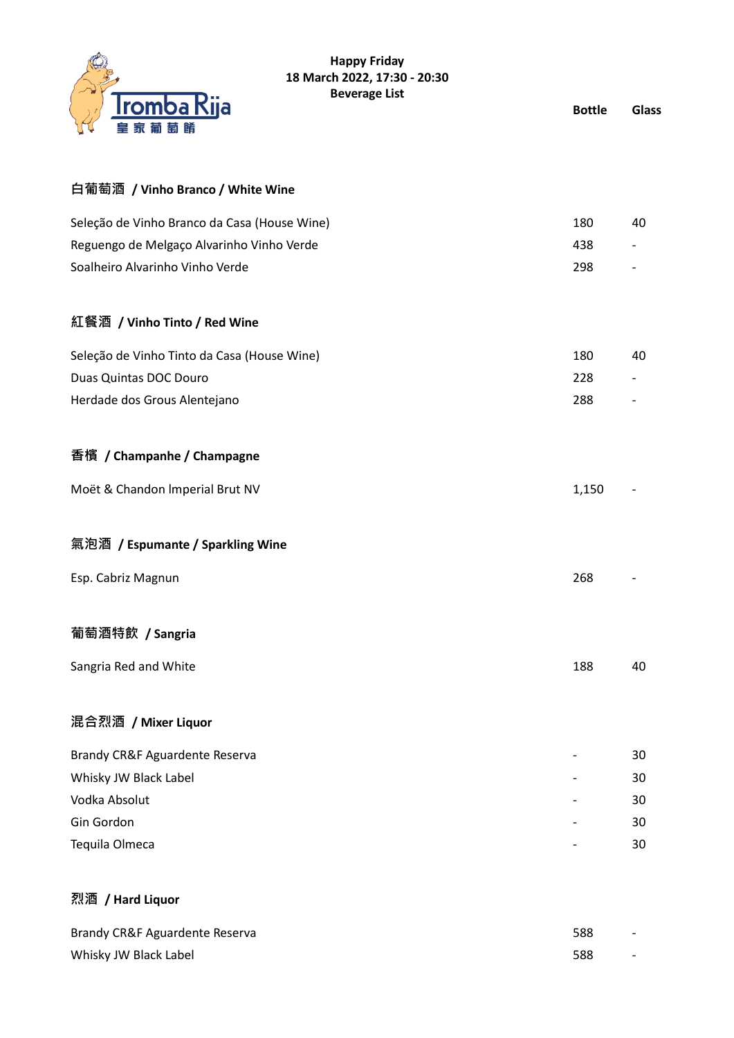Tromba Rija
皇家葡萄餚

**Happy Friday**
**18 March 2022, 17:30 - 20:30**
**Beverage List**

## 白葡萄酒 / Vinho Branco / White Wine

| | Bottle | Glass |
|---|---|---|
| Seleção de Vinho Branco da Casa (House Wine) | 180 | 40 |
| Reguengo de Melgaço Alvarinho Vinho Verde | 438 | - |
| Soalheiro Alvarinho Vinho Verde | 298 | - |

## 紅餐酒 / Vinho Tinto / Red Wine

| | Bottle | Glass |
|---|---|---|
| Seleção de Vinho Tinto da Casa (House Wine) | 180 | 40 |
| Duas Quintas DOC Douro | 228 | - |
| Herdade dos Grous Alentejano | 288 | - |

## 香檳 / Champanhe / Champagne

| | Bottle | Glass |
|---|---|---|
| Moët & Chandon Imperial Brut NV | 1,150 | - |

## 氣泡酒 / Espumante / Sparkling Wine

| | Bottle | Glass |
|---|---|---|
| Esp. Cabriz Magnun | 268 | - |

## 葡萄酒特飲 / Sangria

| | Bottle | Glass |
|---|---|---|
| Sangria Red and White | 188 | 40 |

## 混合烈酒 / Mixer Liquor

| | Bottle | Glass |
|---|---|---|
| Brandy CR&F Aguardente Reserva | - | 30 |
| Whisky JW Black Label | - | 30 |
| Vodka Absolut | - | 30 |
| Gin Gordon | - | 30 |
| Tequila Olmeca | - | 30 |

## 烈酒 / Hard Liquor

| | Bottle | Glass |
|---|---|---|
| Brandy CR&F Aguardente Reserva | 588 | - |
| Whisky JW Black Label | 588 | - |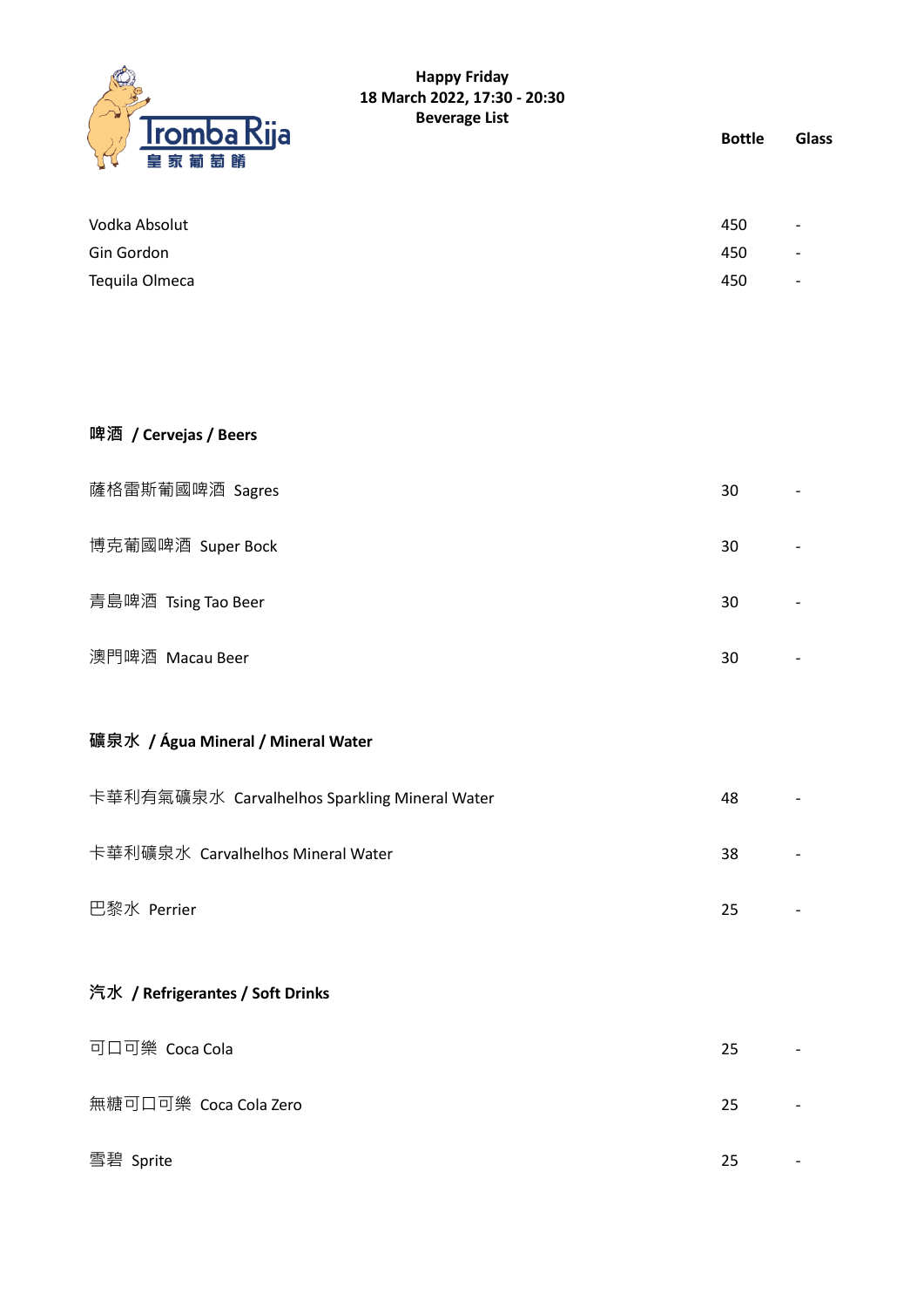**Happy Friday**
**18 March 2022, 17:30 - 20:30**
**Beverage List**

| | Bottle | Glass |
|---|---|---|
| Vodka Absolut | 450 | - |
| Gin Gordon | 450 | - |
| Tequila Olmeca | 450 | - |

### 啤酒 / Cervejas / Beers

| | | |
|---|---|---|
| 薩格雷斯葡國啤酒 Sagres | 30 | - |
| 博克葡國啤酒 Super Bock | 30 | - |
| 青島啤酒 Tsing Tao Beer | 30 | - |
| 澳門啤酒 Macau Beer | 30 | - |

### 礦泉水 / Água Mineral / Mineral Water

| | | |
|---|---|---|
| 卡華利有氣礦泉水 Carvalhelhos Sparkling Mineral Water | 48 | - |
| 卡華利礦泉水 Carvalhelhos Mineral Water | 38 | - |
| 巴黎水 Perrier | 25 | - |

### 汽水 / Refrigerantes / Soft Drinks

| | | |
|---|---|---|
| 可口可樂 Coca Cola | 25 | - |
| 無糖可口可樂 Coca Cola Zero | 25 | - |
| 雪碧 Sprite | 25 | - |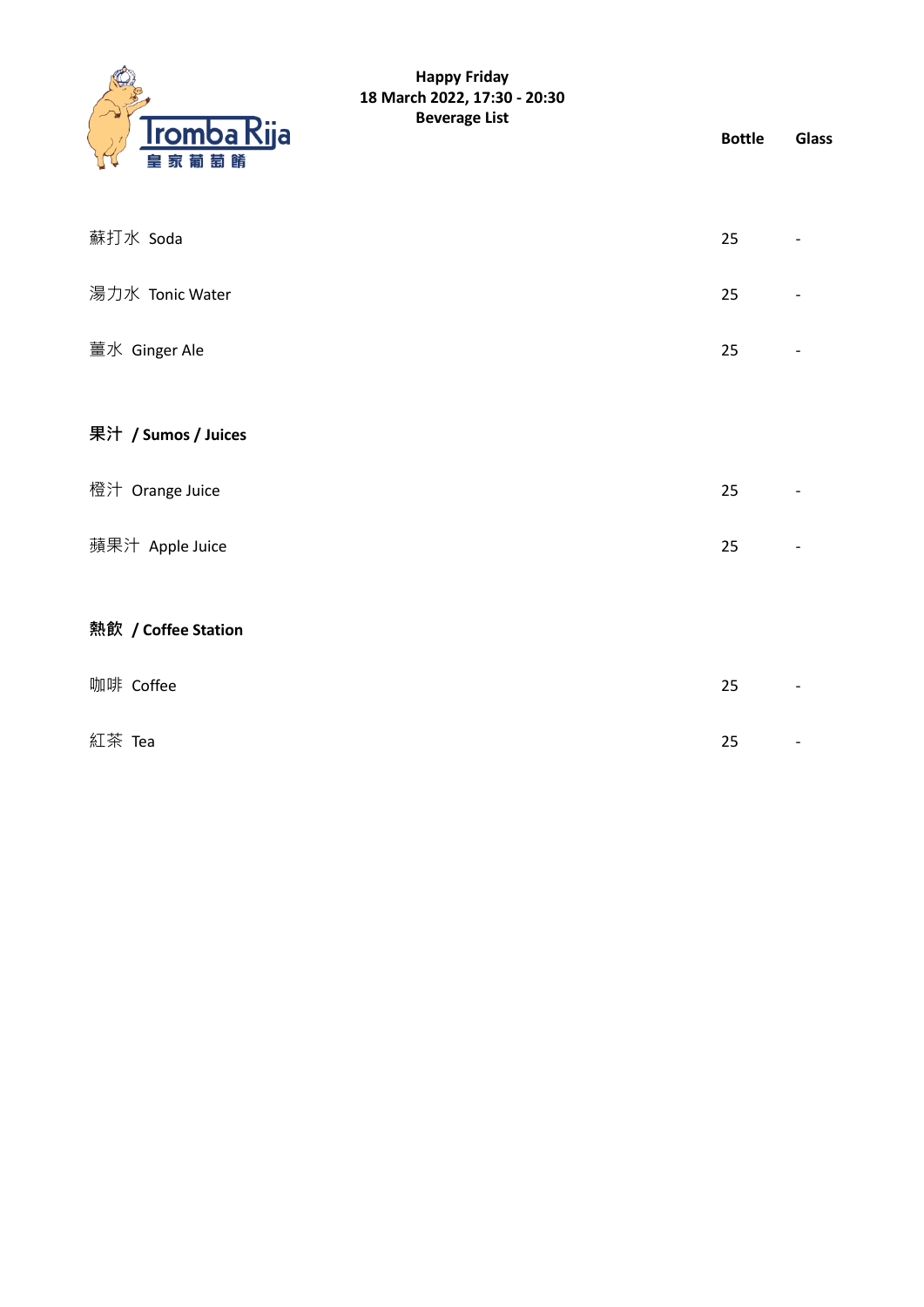**Happy Friday**
**18 March 2022, 17:30 - 20:30**
**Beverage List**

| | Bottle | Glass |
|---|---|---|
| 蘇打水 Soda | 25 | - |
| 湯力水 Tonic Water | 25 | - |
| 薑水 Ginger Ale | 25 | - |
| **果汁 / Sumos / Juices** | | |
| 橙汁 Orange Juice | 25 | - |
| 蘋果汁 Apple Juice | 25 | - |
| **熱飲 / Coffee Station** | | |
| 咖啡 Coffee | 25 | - |
| 紅茶 Tea | 25 | - |